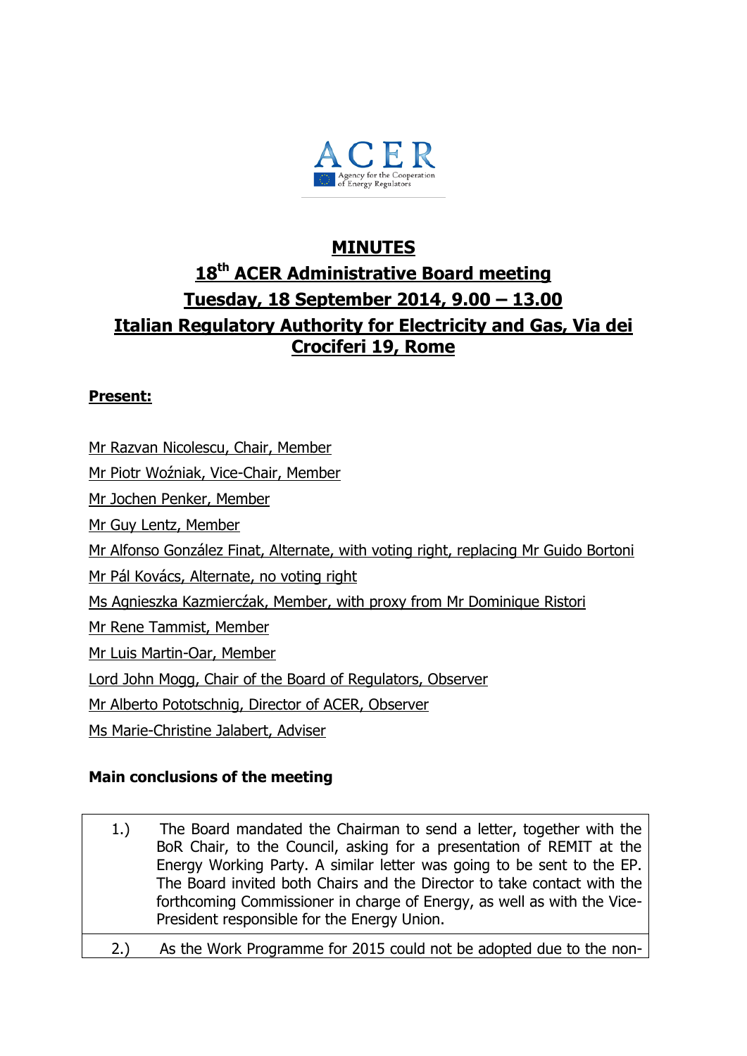# MINUTES

## 18th ACER Administrative Board meeting

## Tuesday, 18 September 2014, 9.00 – 13.00

## Italian Regulatory Authority for Electricity and Gas, Via dei Crociferi 19, Rome

**Present:**

Mr Razvan Nicolescu, Chair, Member

Mr Piotr Woźniak, Vice-Chair, Member

Mr Jochen Penker, Member

Mr Guy Lentz, Member

Mr Alfonso González Finat, Alternate, with voting right, replacing Mr Guido Bortoni

Mr Pál Kovács, Alternate, no voting right

Ms Agnieszka Kazmierczák, Member, with proxy from Mr Dominique Ristori

Mr Rene Tammist, Member

Mr Luis Martin-Oar, Member

Lord John Mogg, Chair of the Board of Regulators, Observer

Mr Alberto Pototschnig, Director of ACER, Observer

Ms Marie-Christine Jalabert, Adviser

**Main conclusions of the meeting**

| | |
|---|---|
| 1.) | The Board mandated the Chairman to send a letter, together with the BoR Chair, to the Council, asking for a presentation of REMIT at the Energy Working Party. A similar letter was going to be sent to the EP. The Board invited both Chairs and the Director to take contact with the forthcoming Commissioner in charge of Energy, as well as with the Vice-President responsible for the Energy Union. |
| 2.) | As the Work Programme for 2015 could not be adopted due to the non- |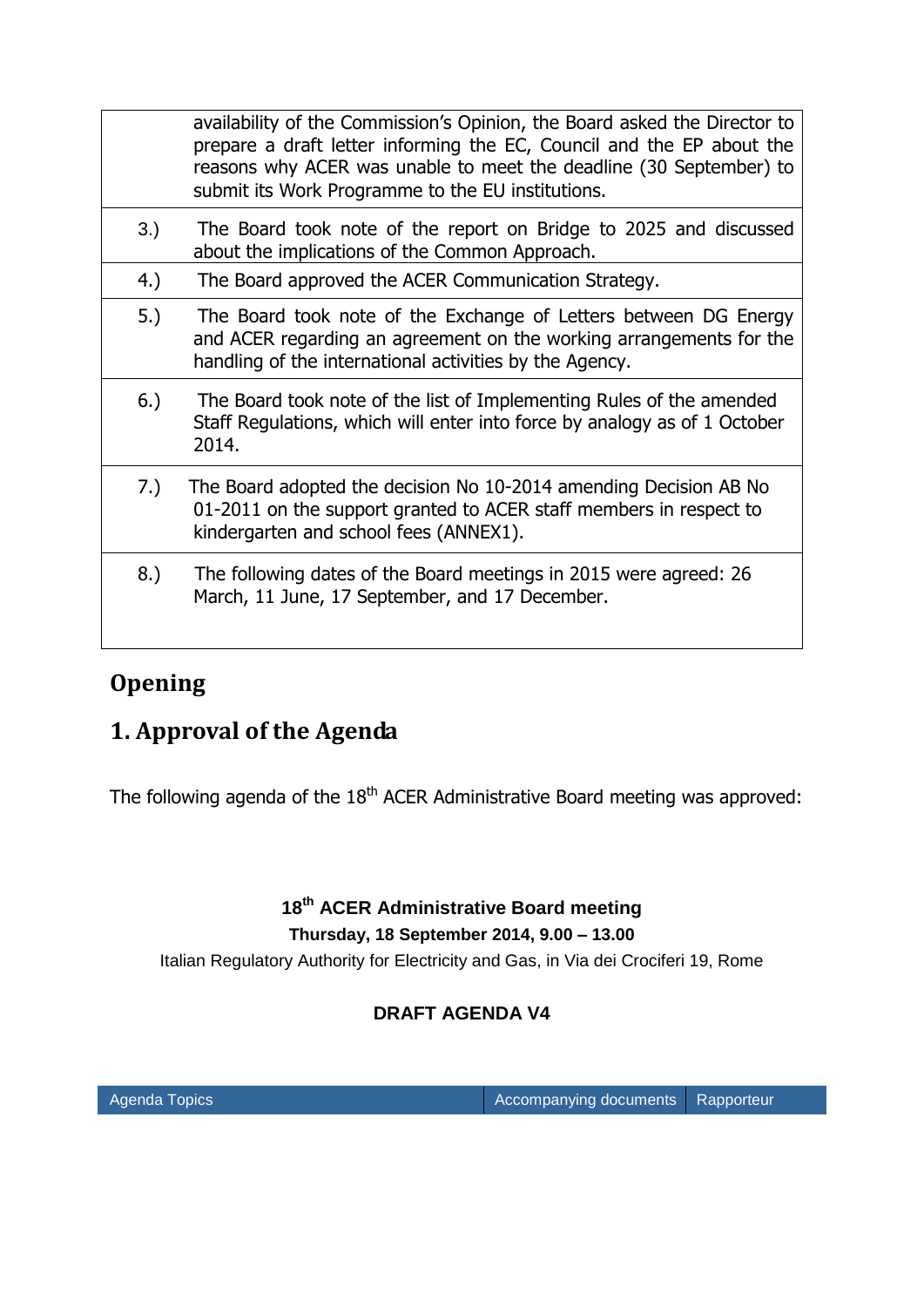| | |
|---|---|
| | availability of the Commission's Opinion, the Board asked the Director to prepare a draft letter informing the EC, Council and the EP about the reasons why ACER was unable to meet the deadline (30 September) to submit its Work Programme to the EU institutions. |
| 3.) | The Board took note of the report on Bridge to 2025 and discussed about the implications of the Common Approach. |
| 4.) | The Board approved the ACER Communication Strategy. |
| 5.) | The Board took note of the Exchange of Letters between DG Energy and ACER regarding an agreement on the working arrangements for the handling of the international activities by the Agency. |
| 6.) | The Board took note of the list of Implementing Rules of the amended Staff Regulations, which will enter into force by analogy as of 1 October 2014. |
| 7.) | The Board adopted the decision No 10-2014 amending Decision AB No 01-2011 on the support granted to ACER staff members in respect to kindergarten and school fees (ANNEX1). |
| 8.) | The following dates of the Board meetings in 2015 were agreed: 26 March, 11 June, 17 September, and 17 December. |

## Opening

## 1. Approval of the Agenda

The following agenda of the 18th ACER Administrative Board meeting was approved:

**18th ACER Administrative Board meeting**

**Thursday, 18 September 2014, 9.00 – 13.00**

Italian Regulatory Authority for Electricity and Gas, in Via dei Crociferi 19, Rome

**DRAFT AGENDA V4**

| Agenda Topics | Accompanying documents | Rapporteur |
|---|---|---|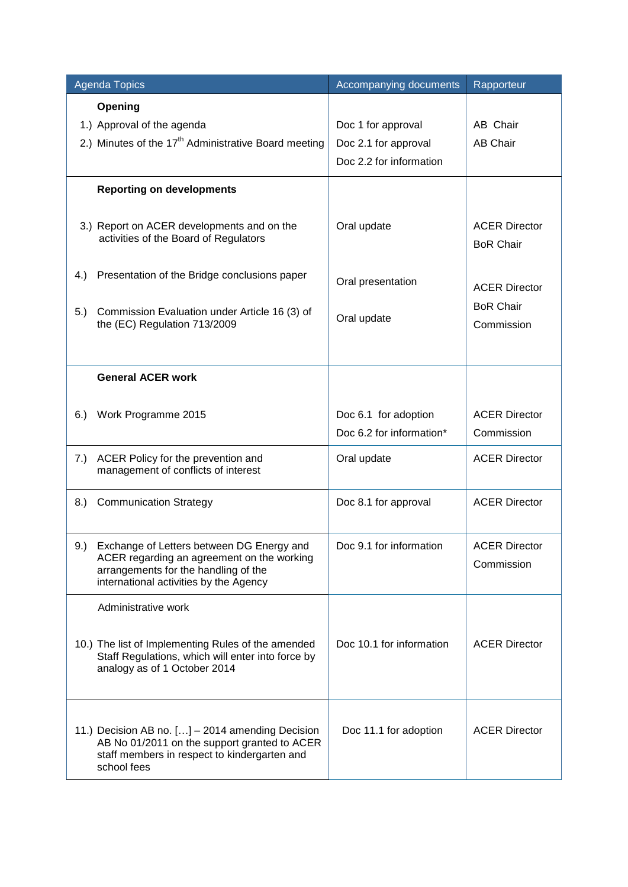| Agenda Topics | Accompanying documents | Rapporteur |
|---|---|---|
| **Opening** | | |
| 1.) Approval of the agenda | Doc 1 for approval | AB Chair |
| 2.) Minutes of the 17th Administrative Board meeting | Doc 2.1 for approval<br>Doc 2.2 for information | AB Chair |
| **Reporting on developments** | | |
| 3.) Report on ACER developments and on the activities of the Board of Regulators | Oral update | ACER Director<br>BoR Chair |
| 4.) Presentation of the Bridge conclusions paper | Oral presentation | ACER Director<br>BoR Chair |
| 5.) Commission Evaluation under Article 16 (3) of the (EC) Regulation 713/2009 | Oral update | Commission |
| **General ACER work** | | |
| 6.) Work Programme 2015 | Doc 6.1 for adoption<br>Doc 6.2 for information* | ACER Director<br>Commission |
| 7.) ACER Policy for the prevention and management of conflicts of interest | Oral update | ACER Director |
| 8.) Communication Strategy | Doc 8.1 for approval | ACER Director |
| 9.) Exchange of Letters between DG Energy and ACER regarding an agreement on the working arrangements for the handling of the international activities by the Agency | Doc 9.1 for information | ACER Director<br>Commission |
| Administrative work | | |
| 10.) The list of Implementing Rules of the amended Staff Regulations, which will enter into force by analogy as of 1 October 2014 | Doc 10.1 for information | ACER Director |
| 11.) Decision AB no. […] – 2014 amending Decision AB No 01/2011 on the support granted to ACER staff members in respect to kindergarten and school fees | Doc 11.1 for adoption | ACER Director |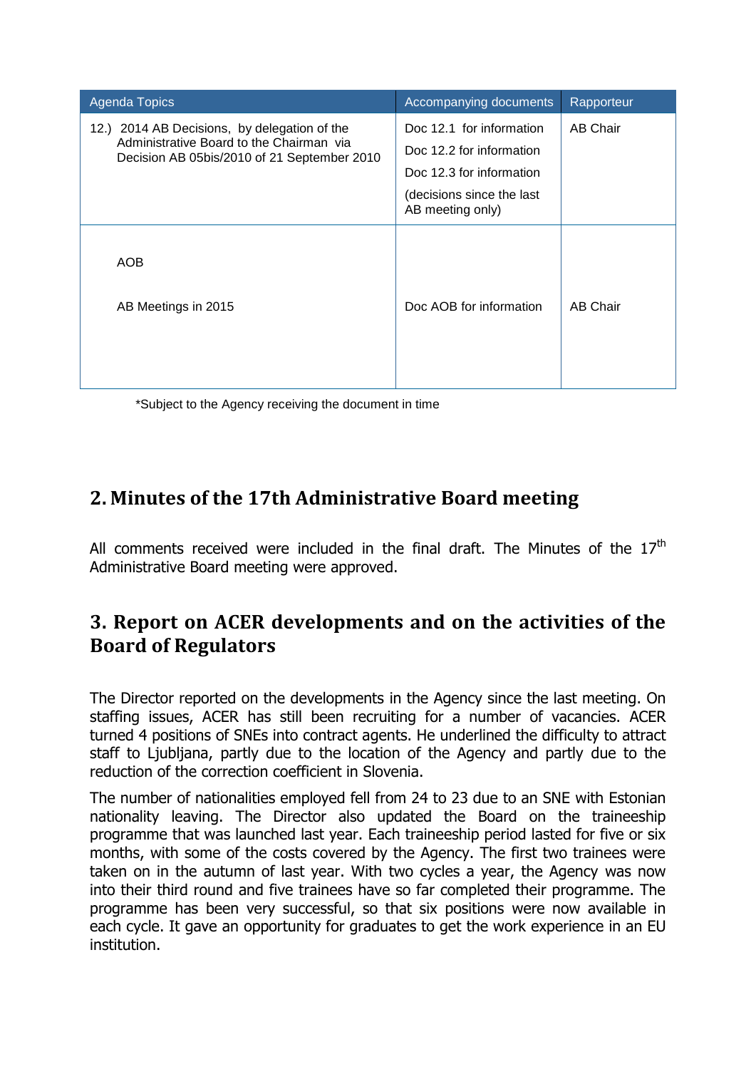| Agenda Topics | Accompanying documents | Rapporteur |
|---|---|---|
| 12.) 2014 AB Decisions, by delegation of the Administrative Board to the Chairman via Decision AB 05bis/2010 of 21 September 2010 | Doc 12.1 for information<br>Doc 12.2 for information<br>Doc 12.3 for information<br>(decisions since the last AB meeting only) | AB Chair |
| AOB<br><br>AB Meetings in 2015 | Doc AOB for information | AB Chair |

*Subject to the Agency receiving the document in time

## 2. Minutes of the 17th Administrative Board meeting

All comments received were included in the final draft. The Minutes of the 17th Administrative Board meeting were approved.

## 3. Report on ACER developments and on the activities of the Board of Regulators

The Director reported on the developments in the Agency since the last meeting. On staffing issues, ACER has still been recruiting for a number of vacancies. ACER turned 4 positions of SNEs into contract agents. He underlined the difficulty to attract staff to Ljubljana, partly due to the location of the Agency and partly due to the reduction of the correction coefficient in Slovenia.

The number of nationalities employed fell from 24 to 23 due to an SNE with Estonian nationality leaving. The Director also updated the Board on the traineeship programme that was launched last year. Each traineeship period lasted for five or six months, with some of the costs covered by the Agency. The first two trainees were taken on in the autumn of last year. With two cycles a year, the Agency was now into their third round and five trainees have so far completed their programme. The programme has been very successful, so that six positions were now available in each cycle. It gave an opportunity for graduates to get the work experience in an EU institution.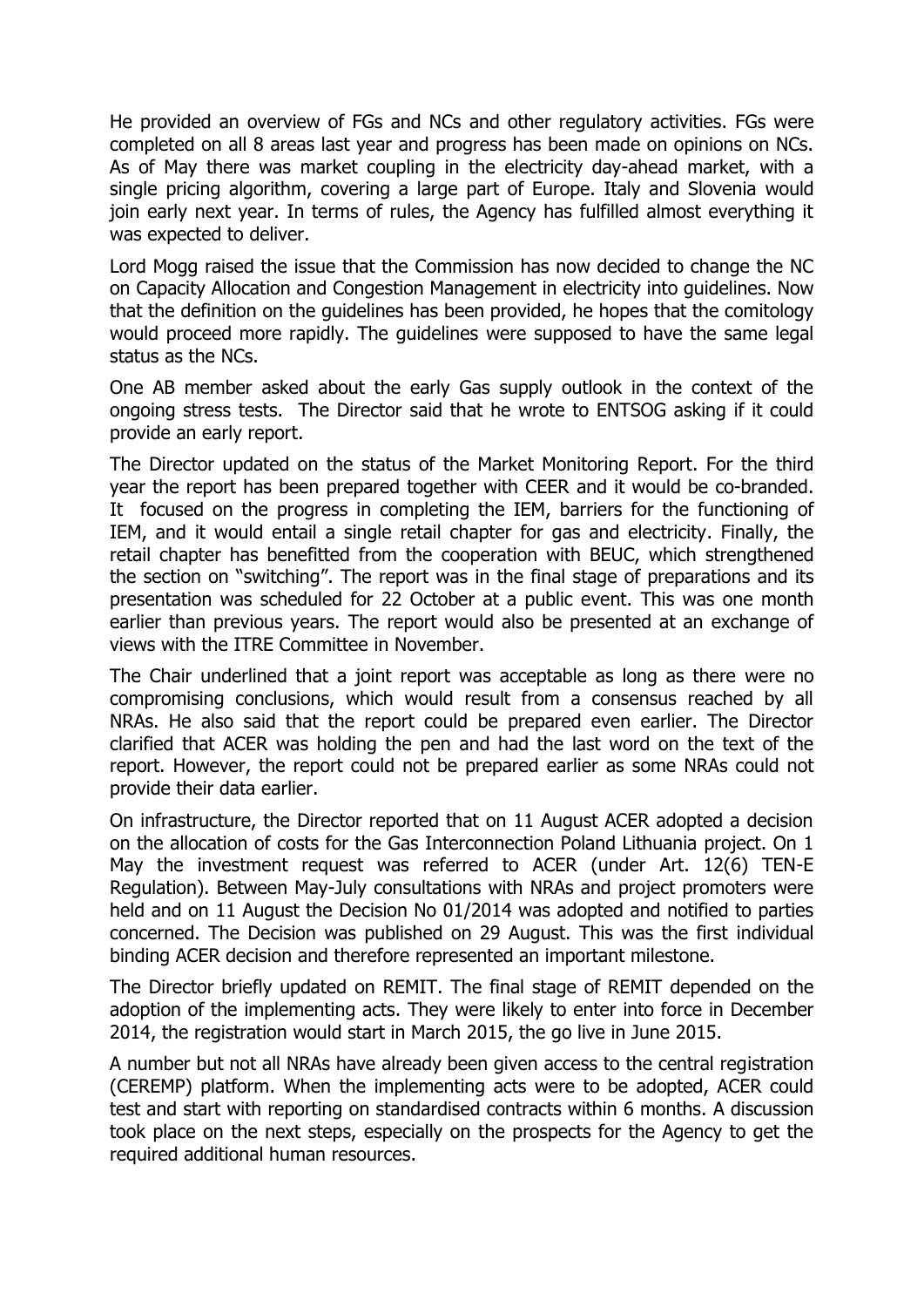He provided an overview of FGs and NCs and other regulatory activities. FGs were completed on all 8 areas last year and progress has been made on opinions on NCs. As of May there was market coupling in the electricity day-ahead market, with a single pricing algorithm, covering a large part of Europe. Italy and Slovenia would join early next year. In terms of rules, the Agency has fulfilled almost everything it was expected to deliver.

Lord Mogg raised the issue that the Commission has now decided to change the NC on Capacity Allocation and Congestion Management in electricity into guidelines. Now that the definition on the guidelines has been provided, he hopes that the comitology would proceed more rapidly. The guidelines were supposed to have the same legal status as the NCs.

One AB member asked about the early Gas supply outlook in the context of the ongoing stress tests. The Director said that he wrote to ENTSOG asking if it could provide an early report.

The Director updated on the status of the Market Monitoring Report. For the third year the report has been prepared together with CEER and it would be co-branded. It focused on the progress in completing the IEM, barriers for the functioning of IEM, and it would entail a single retail chapter for gas and electricity. Finally, the retail chapter has benefitted from the cooperation with BEUC, which strengthened the section on "switching". The report was in the final stage of preparations and its presentation was scheduled for 22 October at a public event. This was one month earlier than previous years. The report would also be presented at an exchange of views with the ITRE Committee in November.

The Chair underlined that a joint report was acceptable as long as there were no compromising conclusions, which would result from a consensus reached by all NRAs. He also said that the report could be prepared even earlier. The Director clarified that ACER was holding the pen and had the last word on the text of the report. However, the report could not be prepared earlier as some NRAs could not provide their data earlier.

On infrastructure, the Director reported that on 11 August ACER adopted a decision on the allocation of costs for the Gas Interconnection Poland Lithuania project. On 1 May the investment request was referred to ACER (under Art. 12(6) TEN-E Regulation). Between May-July consultations with NRAs and project promoters were held and on 11 August the Decision No 01/2014 was adopted and notified to parties concerned. The Decision was published on 29 August. This was the first individual binding ACER decision and therefore represented an important milestone.

The Director briefly updated on REMIT. The final stage of REMIT depended on the adoption of the implementing acts. They were likely to enter into force in December 2014, the registration would start in March 2015, the go live in June 2015.

A number but not all NRAs have already been given access to the central registration (CEREMP) platform. When the implementing acts were to be adopted, ACER could test and start with reporting on standardised contracts within 6 months. A discussion took place on the next steps, especially on the prospects for the Agency to get the required additional human resources.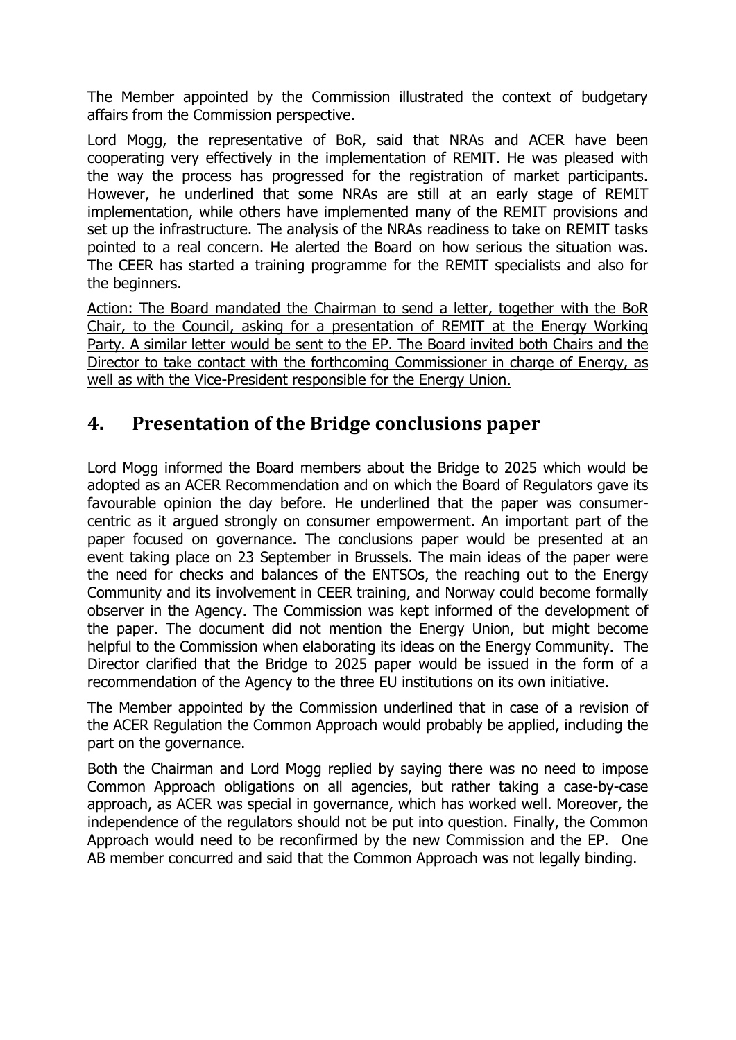The Member appointed by the Commission illustrated the context of budgetary affairs from the Commission perspective.

Lord Mogg, the representative of BoR, said that NRAs and ACER have been cooperating very effectively in the implementation of REMIT. He was pleased with the way the process has progressed for the registration of market participants. However, he underlined that some NRAs are still at an early stage of REMIT implementation, while others have implemented many of the REMIT provisions and set up the infrastructure. The analysis of the NRAs readiness to take on REMIT tasks pointed to a real concern. He alerted the Board on how serious the situation was. The CEER has started a training programme for the REMIT specialists and also for the beginners.

<u>Action: The Board mandated the Chairman to send a letter, together with the BoR Chair, to the Council, asking for a presentation of REMIT at the Energy Working Party. A similar letter would be sent to the EP. The Board invited both Chairs and the Director to take contact with the forthcoming Commissioner in charge of Energy, as well as with the Vice-President responsible for the Energy Union.</u>

## 4. Presentation of the Bridge conclusions paper

Lord Mogg informed the Board members about the Bridge to 2025 which would be adopted as an ACER Recommendation and on which the Board of Regulators gave its favourable opinion the day before. He underlined that the paper was consumer-centric as it argued strongly on consumer empowerment. An important part of the paper focused on governance. The conclusions paper would be presented at an event taking place on 23 September in Brussels. The main ideas of the paper were the need for checks and balances of the ENTSOs, the reaching out to the Energy Community and its involvement in CEER training, and Norway could become formally observer in the Agency. The Commission was kept informed of the development of the paper. The document did not mention the Energy Union, but might become helpful to the Commission when elaborating its ideas on the Energy Community. The Director clarified that the Bridge to 2025 paper would be issued in the form of a recommendation of the Agency to the three EU institutions on its own initiative.

The Member appointed by the Commission underlined that in case of a revision of the ACER Regulation the Common Approach would probably be applied, including the part on the governance.

Both the Chairman and Lord Mogg replied by saying there was no need to impose Common Approach obligations on all agencies, but rather taking a case-by-case approach, as ACER was special in governance, which has worked well. Moreover, the independence of the regulators should not be put into question. Finally, the Common Approach would need to be reconfirmed by the new Commission and the EP. One AB member concurred and said that the Common Approach was not legally binding.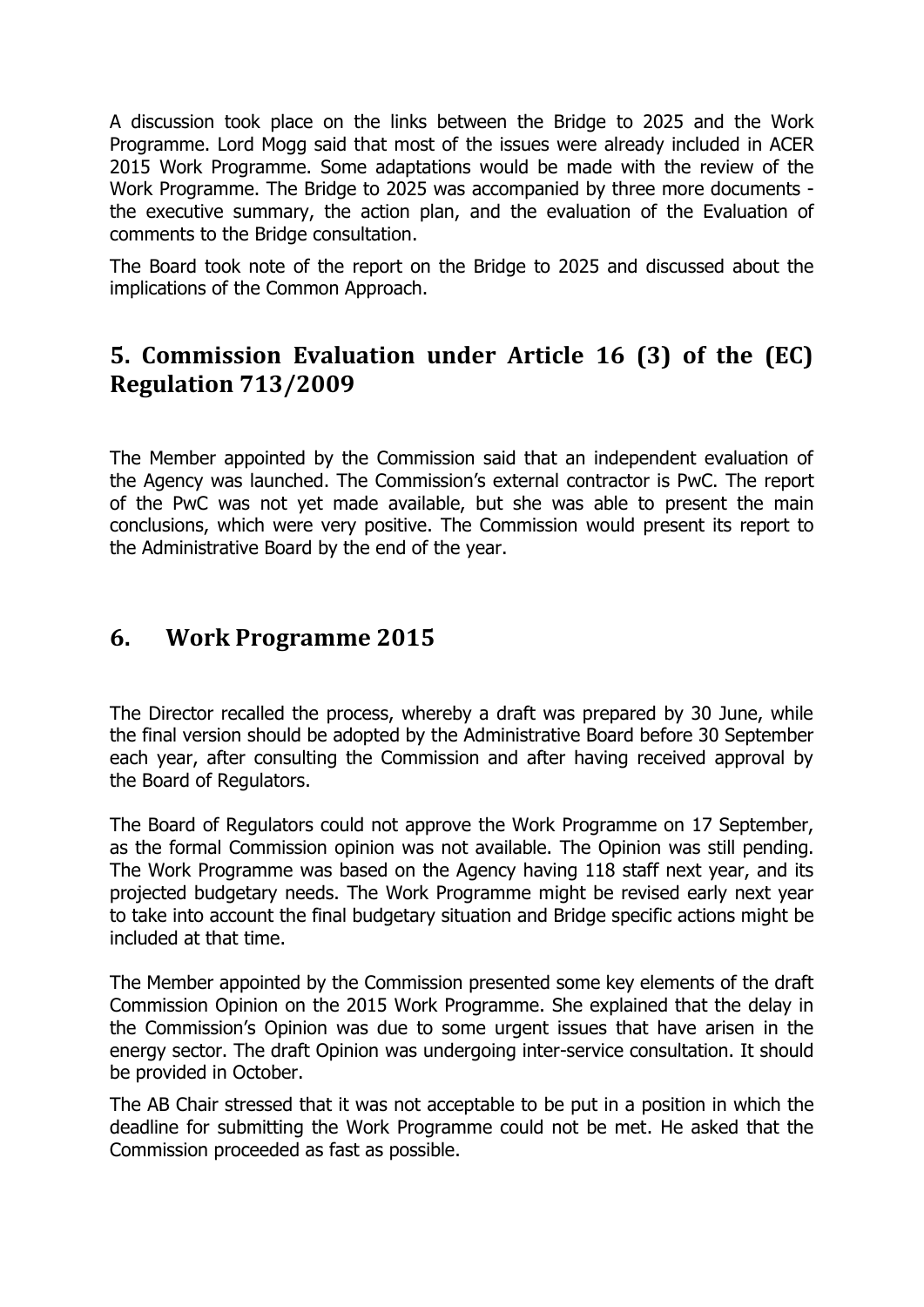A discussion took place on the links between the Bridge to 2025 and the Work Programme. Lord Mogg said that most of the issues were already included in ACER 2015 Work Programme. Some adaptations would be made with the review of the Work Programme. The Bridge to 2025 was accompanied by three more documents - the executive summary, the action plan, and the evaluation of the Evaluation of comments to the Bridge consultation.

The Board took note of the report on the Bridge to 2025 and discussed about the implications of the Common Approach.

## 5. Commission Evaluation under Article 16 (3) of the (EC) Regulation 713/2009

The Member appointed by the Commission said that an independent evaluation of the Agency was launched. The Commission's external contractor is PwC. The report of the PwC was not yet made available, but she was able to present the main conclusions, which were very positive. The Commission would present its report to the Administrative Board by the end of the year.

## 6. Work Programme 2015

The Director recalled the process, whereby a draft was prepared by 30 June, while the final version should be adopted by the Administrative Board before 30 September each year, after consulting the Commission and after having received approval by the Board of Regulators.

The Board of Regulators could not approve the Work Programme on 17 September, as the formal Commission opinion was not available. The Opinion was still pending. The Work Programme was based on the Agency having 118 staff next year, and its projected budgetary needs. The Work Programme might be revised early next year to take into account the final budgetary situation and Bridge specific actions might be included at that time.

The Member appointed by the Commission presented some key elements of the draft Commission Opinion on the 2015 Work Programme. She explained that the delay in the Commission's Opinion was due to some urgent issues that have arisen in the energy sector. The draft Opinion was undergoing inter-service consultation. It should be provided in October.

The AB Chair stressed that it was not acceptable to be put in a position in which the deadline for submitting the Work Programme could not be met. He asked that the Commission proceeded as fast as possible.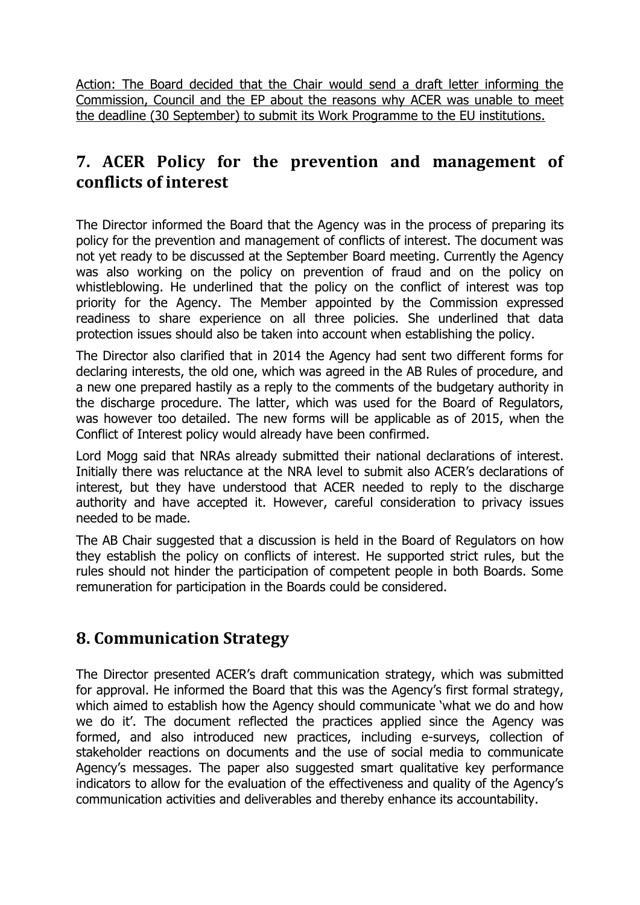<u>Action: The Board decided that the Chair would send a draft letter informing the Commission, Council and the EP about the reasons why ACER was unable to meet the deadline (30 September) to submit its Work Programme to the EU institutions.</u>

## 7. ACER Policy for the prevention and management of conflicts of interest

The Director informed the Board that the Agency was in the process of preparing its policy for the prevention and management of conflicts of interest. The document was not yet ready to be discussed at the September Board meeting. Currently the Agency was also working on the policy on prevention of fraud and on the policy on whistleblowing. He underlined that the policy on the conflict of interest was top priority for the Agency. The Member appointed by the Commission expressed readiness to share experience on all three policies. She underlined that data protection issues should also be taken into account when establishing the policy.

The Director also clarified that in 2014 the Agency had sent two different forms for declaring interests, the old one, which was agreed in the AB Rules of procedure, and a new one prepared hastily as a reply to the comments of the budgetary authority in the discharge procedure. The latter, which was used for the Board of Regulators, was however too detailed. The new forms will be applicable as of 2015, when the Conflict of Interest policy would already have been confirmed.

Lord Mogg said that NRAs already submitted their national declarations of interest. Initially there was reluctance at the NRA level to submit also ACER's declarations of interest, but they have understood that ACER needed to reply to the discharge authority and have accepted it. However, careful consideration to privacy issues needed to be made.

The AB Chair suggested that a discussion is held in the Board of Regulators on how they establish the policy on conflicts of interest. He supported strict rules, but the rules should not hinder the participation of competent people in both Boards. Some remuneration for participation in the Boards could be considered.

## 8. Communication Strategy

The Director presented ACER's draft communication strategy, which was submitted for approval. He informed the Board that this was the Agency's first formal strategy, which aimed to establish how the Agency should communicate 'what we do and how we do it'. The document reflected the practices applied since the Agency was formed, and also introduced new practices, including e-surveys, collection of stakeholder reactions on documents and the use of social media to communicate Agency's messages. The paper also suggested smart qualitative key performance indicators to allow for the evaluation of the effectiveness and quality of the Agency's communication activities and deliverables and thereby enhance its accountability.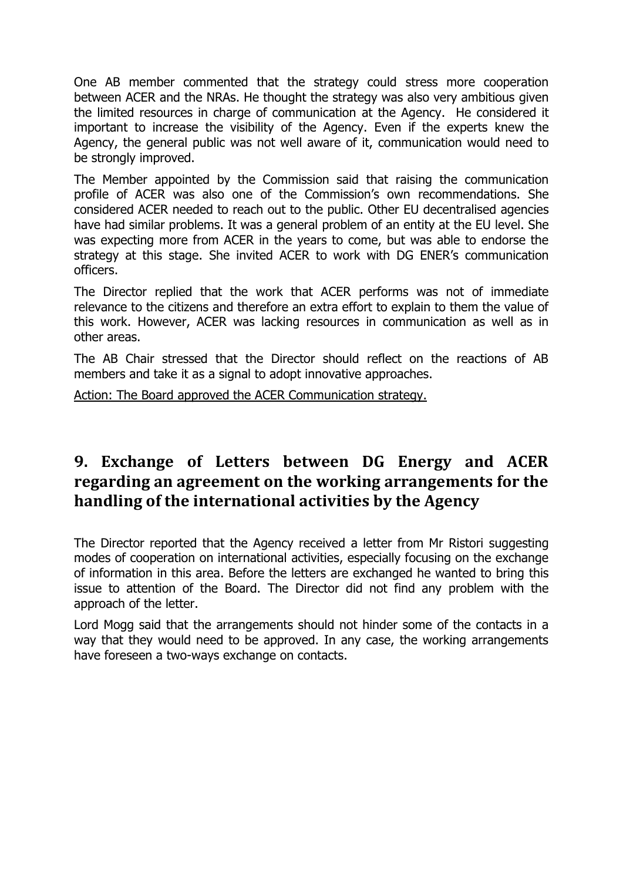One AB member commented that the strategy could stress more cooperation between ACER and the NRAs. He thought the strategy was also very ambitious given the limited resources in charge of communication at the Agency. He considered it important to increase the visibility of the Agency. Even if the experts knew the Agency, the general public was not well aware of it, communication would need to be strongly improved.

The Member appointed by the Commission said that raising the communication profile of ACER was also one of the Commission's own recommendations. She considered ACER needed to reach out to the public. Other EU decentralised agencies have had similar problems. It was a general problem of an entity at the EU level. She was expecting more from ACER in the years to come, but was able to endorse the strategy at this stage. She invited ACER to work with DG ENER's communication officers.

The Director replied that the work that ACER performs was not of immediate relevance to the citizens and therefore an extra effort to explain to them the value of this work. However, ACER was lacking resources in communication as well as in other areas.

The AB Chair stressed that the Director should reflect on the reactions of AB members and take it as a signal to adopt innovative approaches.

Action: The Board approved the ACER Communication strategy.

## 9. Exchange of Letters between DG Energy and ACER regarding an agreement on the working arrangements for the handling of the international activities by the Agency

The Director reported that the Agency received a letter from Mr Ristori suggesting modes of cooperation on international activities, especially focusing on the exchange of information in this area. Before the letters are exchanged he wanted to bring this issue to attention of the Board. The Director did not find any problem with the approach of the letter.

Lord Mogg said that the arrangements should not hinder some of the contacts in a way that they would need to be approved. In any case, the working arrangements have foreseen a two-ways exchange on contacts.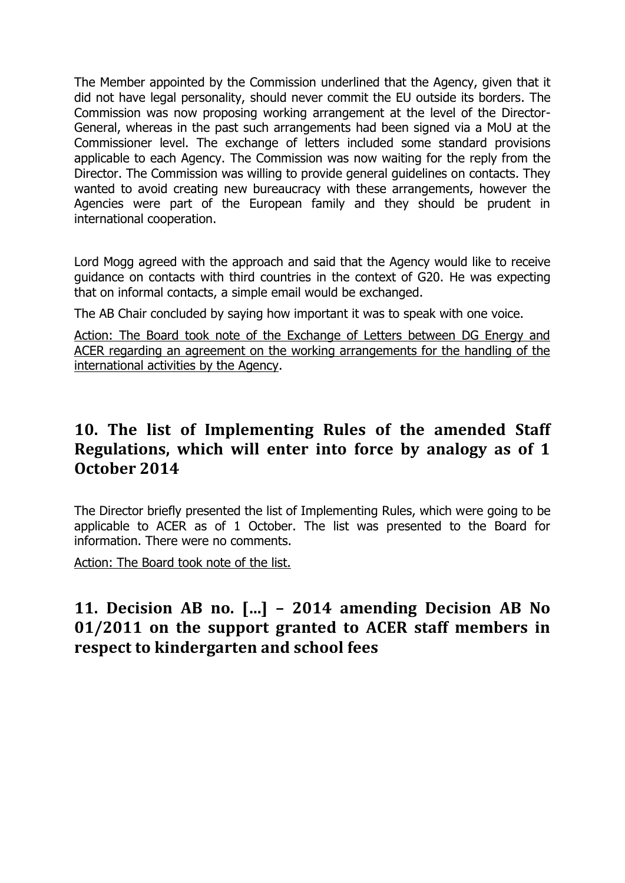The Member appointed by the Commission underlined that the Agency, given that it did not have legal personality, should never commit the EU outside its borders. The Commission was now proposing working arrangement at the level of the Director-General, whereas in the past such arrangements had been signed via a MoU at the Commissioner level. The exchange of letters included some standard provisions applicable to each Agency. The Commission was now waiting for the reply from the Director. The Commission was willing to provide general guidelines on contacts. They wanted to avoid creating new bureaucracy with these arrangements, however the Agencies were part of the European family and they should be prudent in international cooperation.

Lord Mogg agreed with the approach and said that the Agency would like to receive guidance on contacts with third countries in the context of G20. He was expecting that on informal contacts, a simple email would be exchanged.

The AB Chair concluded by saying how important it was to speak with one voice.

Action: The Board took note of the Exchange of Letters between DG Energy and ACER regarding an agreement on the working arrangements for the handling of the international activities by the Agency.

## 10. The list of Implementing Rules of the amended Staff Regulations, which will enter into force by analogy as of 1 October 2014

The Director briefly presented the list of Implementing Rules, which were going to be applicable to ACER as of 1 October. The list was presented to the Board for information. There were no comments.

Action: The Board took note of the list.

## 11. Decision AB no. […] – 2014 amending Decision AB No 01/2011 on the support granted to ACER staff members in respect to kindergarten and school fees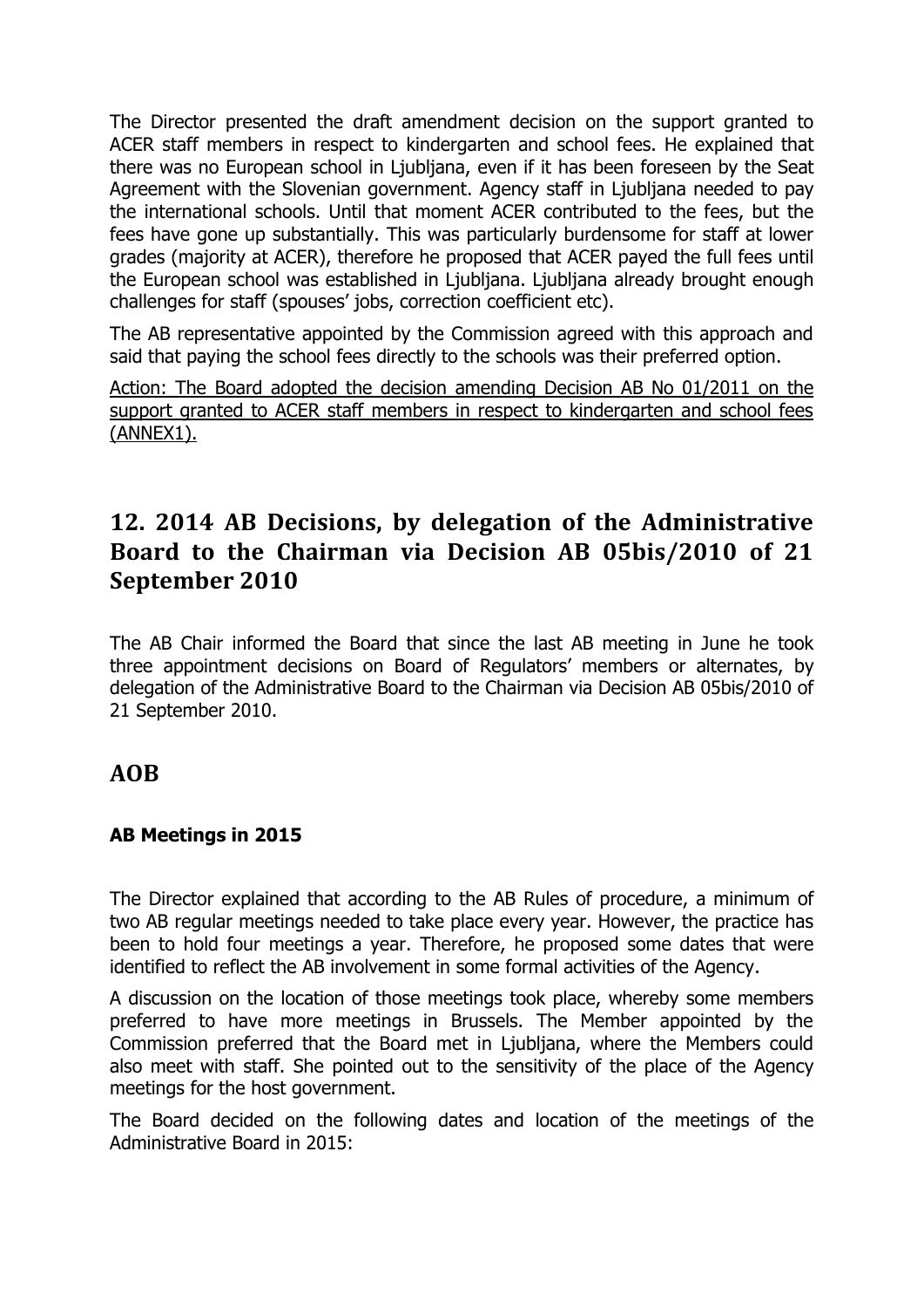The Director presented the draft amendment decision on the support granted to ACER staff members in respect to kindergarten and school fees. He explained that there was no European school in Ljubljana, even if it has been foreseen by the Seat Agreement with the Slovenian government. Agency staff in Ljubljana needed to pay the international schools. Until that moment ACER contributed to the fees, but the fees have gone up substantially. This was particularly burdensome for staff at lower grades (majority at ACER), therefore he proposed that ACER payed the full fees until the European school was established in Ljubljana. Ljubljana already brought enough challenges for staff (spouses' jobs, correction coefficient etc).

The AB representative appointed by the Commission agreed with this approach and said that paying the school fees directly to the schools was their preferred option.

<u>Action: The Board adopted the decision amending Decision AB No 01/2011 on the support granted to ACER staff members in respect to kindergarten and school fees (ANNEX1).</u>

## 12. 2014 AB Decisions, by delegation of the Administrative Board to the Chairman via Decision AB 05bis/2010 of 21 September 2010

The AB Chair informed the Board that since the last AB meeting in June he took three appointment decisions on Board of Regulators' members or alternates, by delegation of the Administrative Board to the Chairman via Decision AB 05bis/2010 of 21 September 2010.

## AOB

### AB Meetings in 2015

The Director explained that according to the AB Rules of procedure, a minimum of two AB regular meetings needed to take place every year. However, the practice has been to hold four meetings a year. Therefore, he proposed some dates that were identified to reflect the AB involvement in some formal activities of the Agency.

A discussion on the location of those meetings took place, whereby some members preferred to have more meetings in Brussels. The Member appointed by the Commission preferred that the Board met in Ljubljana, where the Members could also meet with staff. She pointed out to the sensitivity of the place of the Agency meetings for the host government.

The Board decided on the following dates and location of the meetings of the Administrative Board in 2015: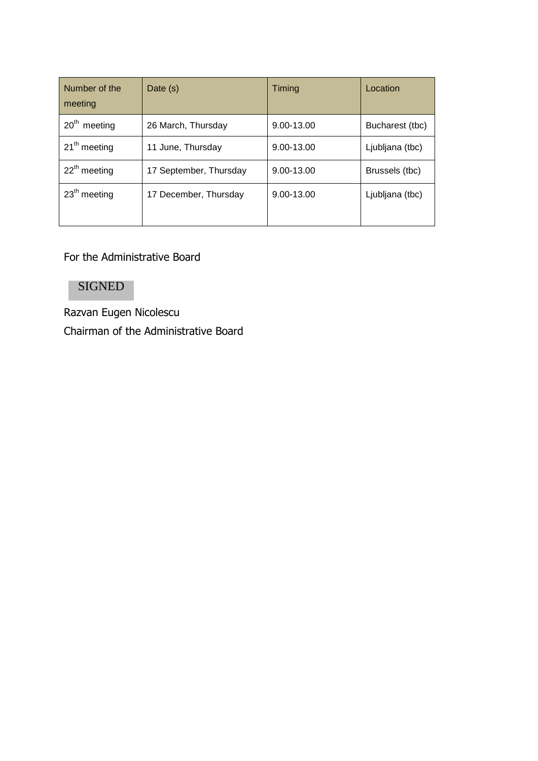| Number of the meeting | Date (s) | Timing | Location |
| --- | --- | --- | --- |
| 20th meeting | 26 March, Thursday | 9.00-13.00 | Bucharest (tbc) |
| 21th meeting | 11 June, Thursday | 9.00-13.00 | Ljubljana (tbc) |
| 22th meeting | 17 September, Thursday | 9.00-13.00 | Brussels (tbc) |
| 23th meeting | 17 December, Thursday | 9.00-13.00 | Ljubljana (tbc) |

For the Administrative Board

SIGNED

Razvan Eugen Nicolescu

Chairman of the Administrative Board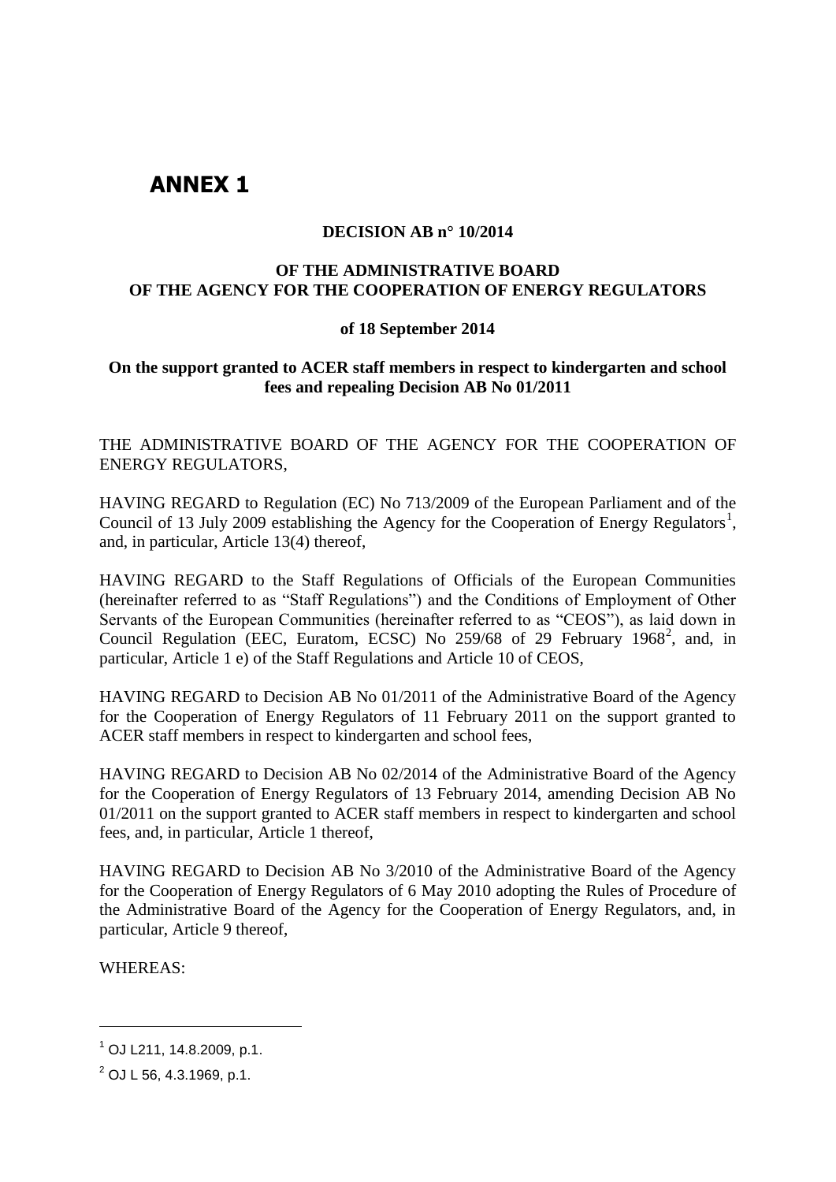# ANNEX 1

**DECISION AB n° 10/2014**

**OF THE ADMINISTRATIVE BOARD OF THE AGENCY FOR THE COOPERATION OF ENERGY REGULATORS**

**of 18 September 2014**

**On the support granted to ACER staff members in respect to kindergarten and school fees and repealing Decision AB No 01/2011**

THE ADMINISTRATIVE BOARD OF THE AGENCY FOR THE COOPERATION OF ENERGY REGULATORS,

HAVING REGARD to Regulation (EC) No 713/2009 of the European Parliament and of the Council of 13 July 2009 establishing the Agency for the Cooperation of Energy Regulators[1], and, in particular, Article 13(4) thereof,

HAVING REGARD to the Staff Regulations of Officials of the European Communities (hereinafter referred to as "Staff Regulations") and the Conditions of Employment of Other Servants of the European Communities (hereinafter referred to as "CEOS"), as laid down in Council Regulation (EEC, Euratom, ECSC) No 259/68 of 29 February 1968[2], and, in particular, Article 1 e) of the Staff Regulations and Article 10 of CEOS,

HAVING REGARD to Decision AB No 01/2011 of the Administrative Board of the Agency for the Cooperation of Energy Regulators of 11 February 2011 on the support granted to ACER staff members in respect to kindergarten and school fees,

HAVING REGARD to Decision AB No 02/2014 of the Administrative Board of the Agency for the Cooperation of Energy Regulators of 13 February 2014, amending Decision AB No 01/2011 on the support granted to ACER staff members in respect to kindergarten and school fees, and, in particular, Article 1 thereof,

HAVING REGARD to Decision AB No 3/2010 of the Administrative Board of the Agency for the Cooperation of Energy Regulators of 6 May 2010 adopting the Rules of Procedure of the Administrative Board of the Agency for the Cooperation of Energy Regulators, and, in particular, Article 9 thereof,

WHEREAS:

---

[1] OJ L211, 14.8.2009, p.1.

[2] OJ L 56, 4.3.1969, p.1.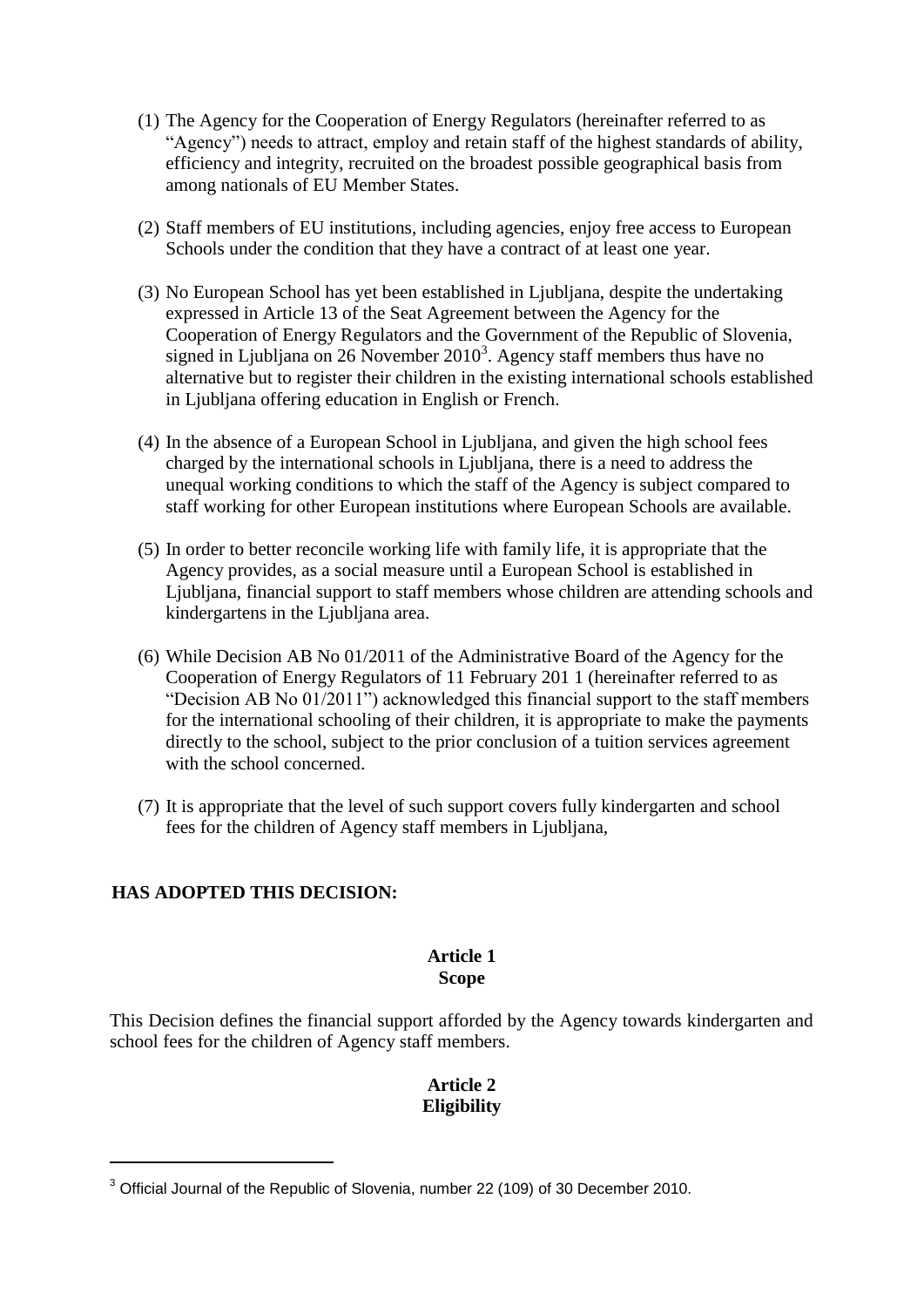(1) The Agency for the Cooperation of Energy Regulators (hereinafter referred to as "Agency") needs to attract, employ and retain staff of the highest standards of ability, efficiency and integrity, recruited on the broadest possible geographical basis from among nationals of EU Member States.

(2) Staff members of EU institutions, including agencies, enjoy free access to European Schools under the condition that they have a contract of at least one year.

(3) No European School has yet been established in Ljubljana, despite the undertaking expressed in Article 13 of the Seat Agreement between the Agency for the Cooperation of Energy Regulators and the Government of the Republic of Slovenia, signed in Ljubljana on 26 November 2010[3]. Agency staff members thus have no alternative but to register their children in the existing international schools established in Ljubljana offering education in English or French.

(4) In the absence of a European School in Ljubljana, and given the high school fees charged by the international schools in Ljubljana, there is a need to address the unequal working conditions to which the staff of the Agency is subject compared to staff working for other European institutions where European Schools are available.

(5) In order to better reconcile working life with family life, it is appropriate that the Agency provides, as a social measure until a European School is established in Ljubljana, financial support to staff members whose children are attending schools and kindergartens in the Ljubljana area.

(6) While Decision AB No 01/2011 of the Administrative Board of the Agency for the Cooperation of Energy Regulators of 11 February 201 1 (hereinafter referred to as "Decision AB No 01/2011") acknowledged this financial support to the staff members for the international schooling of their children, it is appropriate to make the payments directly to the school, subject to the prior conclusion of a tuition services agreement with the school concerned.

(7) It is appropriate that the level of such support covers fully kindergarten and school fees for the children of Agency staff members in Ljubljana,

**HAS ADOPTED THIS DECISION:**

**Article 1**
**Scope**

This Decision defines the financial support afforded by the Agency towards kindergarten and school fees for the children of Agency staff members.

**Article 2**
**Eligibility**

[3] Official Journal of the Republic of Slovenia, number 22 (109) of 30 December 2010.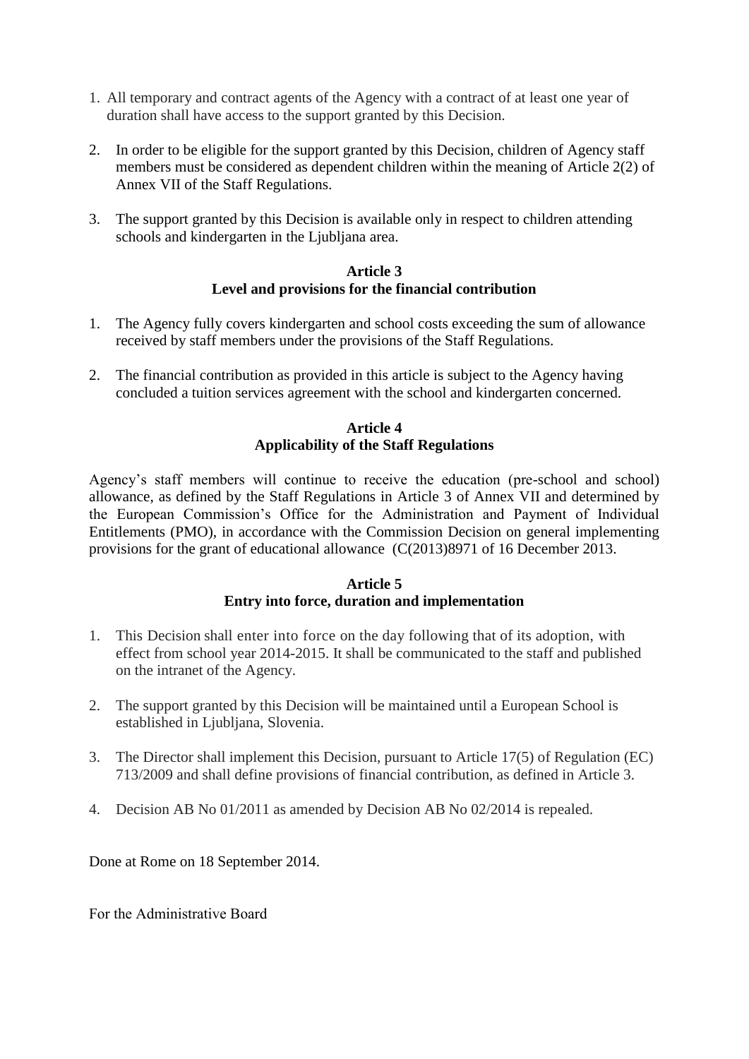1. All temporary and contract agents of the Agency with a contract of at least one year of duration shall have access to the support granted by this Decision.

2. In order to be eligible for the support granted by this Decision, children of Agency staff members must be considered as dependent children within the meaning of Article 2(2) of Annex VII of the Staff Regulations.

3. The support granted by this Decision is available only in respect to children attending schools and kindergarten in the Ljubljana area.

**Article 3**
**Level and provisions for the financial contribution**

1. The Agency fully covers kindergarten and school costs exceeding the sum of allowance received by staff members under the provisions of the Staff Regulations.

2. The financial contribution as provided in this article is subject to the Agency having concluded a tuition services agreement with the school and kindergarten concerned.

**Article 4**
**Applicability of the Staff Regulations**

Agency's staff members will continue to receive the education (pre-school and school) allowance, as defined by the Staff Regulations in Article 3 of Annex VII and determined by the European Commission's Office for the Administration and Payment of Individual Entitlements (PMO), in accordance with the Commission Decision on general implementing provisions for the grant of educational allowance (C(2013)8971 of 16 December 2013.

**Article 5**
**Entry into force, duration and implementation**

1. This Decision shall enter into force on the day following that of its adoption, with effect from school year 2014-2015. It shall be communicated to the staff and published on the intranet of the Agency.

2. The support granted by this Decision will be maintained until a European School is established in Ljubljana, Slovenia.

3. The Director shall implement this Decision, pursuant to Article 17(5) of Regulation (EC) 713/2009 and shall define provisions of financial contribution, as defined in Article 3.

4. Decision AB No 01/2011 as amended by Decision AB No 02/2014 is repealed.

Done at Rome on 18 September 2014.

For the Administrative Board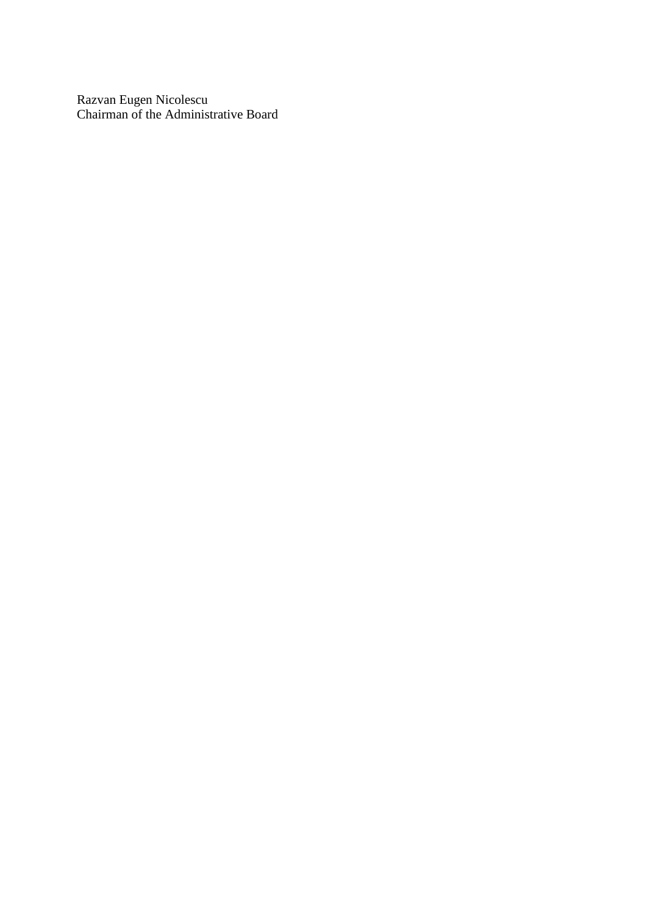Razvan Eugen Nicolescu
Chairman of the Administrative Board